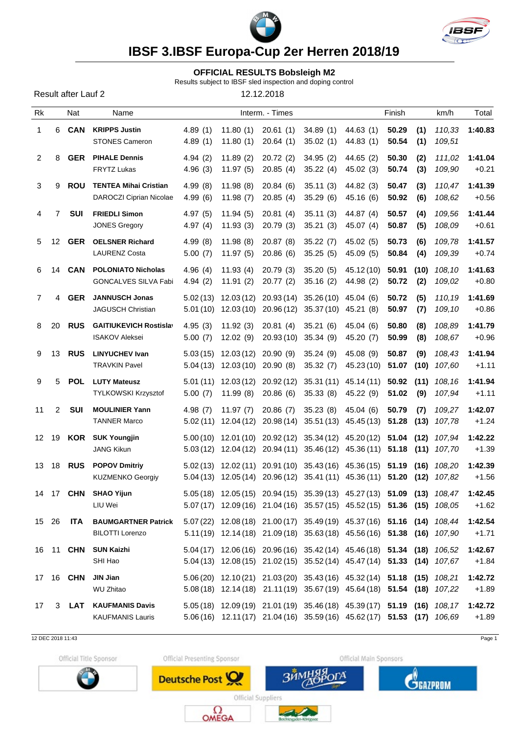# IBSF 3.IBSF Europa-Cup 2er Herren 2018/19

## OFFICIAL RESULTS Bobsleigh M2

Results subject to IBSF sled inspection and doping control

Result after Lauf 2 — 12.12.2018

| Rk | | Nat | Name | Interm. - Times | | | | | Finish | | km/h | Total |
|---|---|---|---|---|---|---|---|---|---|---|---|---|
| 1 | 6 | **CAN** | **KRIPPS Justin** | 4.89 (1) | 11.80 (1) | 20.61 (1) | 34.89 (1) | 44.63 (1) | **50.29** | **(1)** | *110,33* | **1:40.83** |
| | | | STONES Cameron | 4.89 (1) | 11.80 (1) | 20.64 (1) | 35.02 (1) | 44.83 (1) | **50.54** | **(1)** | *109,51* | |
| 2 | 8 | **GER** | **PIHALE Dennis** | 4.94 (2) | 11.89 (2) | 20.72 (2) | 34.95 (2) | 44.65 (2) | **50.30** | **(2)** | *111,02* | **1:41.04** |
| | | | FRYTZ Lukas | 4.96 (3) | 11.97 (5) | 20.85 (4) | 35.22 (4) | 45.02 (3) | **50.74** | **(3)** | *109,90* | +0.21 |
| 3 | 9 | **ROU** | **TENTEA Mihai Cristian** | 4.99 (8) | 11.98 (8) | 20.84 (6) | 35.11 (3) | 44.82 (3) | **50.47** | **(3)** | *110,47* | **1:41.39** |
| | | | DAROCZI Ciprian Nicolae | 4.99 (6) | 11.98 (7) | 20.85 (4) | 35.29 (6) | 45.16 (6) | **50.92** | **(6)** | *108,62* | +0.56 |
| 4 | 7 | **SUI** | **FRIEDLI Simon** | 4.97 (5) | 11.94 (5) | 20.81 (4) | 35.11 (3) | 44.87 (4) | **50.57** | **(4)** | *109,56* | **1:41.44** |
| | | | JONES Gregory | 4.97 (4) | 11.93 (3) | 20.79 (3) | 35.21 (3) | 45.07 (4) | **50.87** | **(5)** | *108,09* | +0.61 |
| 5 | 12 | **GER** | **OELSNER Richard** | 4.99 (8) | 11.98 (8) | 20.87 (8) | 35.22 (7) | 45.02 (5) | **50.73** | **(6)** | *109,78* | **1:41.57** |
| | | | LAURENZ Costa | 5.00 (7) | 11.97 (5) | 20.86 (6) | 35.25 (5) | 45.09 (5) | **50.84** | **(4)** | *109,39* | +0.74 |
| 6 | 14 | **CAN** | **POLONIATO Nicholas** | 4.96 (4) | 11.93 (4) | 20.79 (3) | 35.20 (5) | 45.12 (10) | **50.91** | **(10)** | *108,10* | **1:41.63** |
| | | | GONCALVES SILVA Fabi | 4.94 (2) | 11.91 (2) | 20.77 (2) | 35.16 (2) | 44.98 (2) | **50.72** | **(2)** | *109,02* | +0.80 |
| 7 | 4 | **GER** | **JANNUSCH Jonas** | 5.02 (13) | 12.03 (12) | 20.93 (14) | 35.26 (10) | 45.04 (6) | **50.72** | **(5)** | *110,19* | **1:41.69** |
| | | | JAGUSCH Christian | 5.01 (10) | 12.03 (10) | 20.96 (12) | 35.37 (10) | 45.21 (8) | **50.97** | **(7)** | *109,10* | +0.86 |
| 8 | 20 | **RUS** | **GAITIUKEVICH Rostislav** | 4.95 (3) | 11.92 (3) | 20.81 (4) | 35.21 (6) | 45.04 (6) | **50.80** | **(8)** | *108,89* | **1:41.79** |
| | | | ISAKOV Aleksei | 5.00 (7) | 12.02 (9) | 20.93 (10) | 35.34 (9) | 45.20 (7) | **50.99** | **(8)** | *108,67* | +0.96 |
| 9 | 13 | **RUS** | **LINYUCHEV Ivan** | 5.03 (15) | 12.03 (12) | 20.90 (9) | 35.24 (9) | 45.08 (9) | **50.87** | **(9)** | *108,43* | **1:41.94** |
| | | | TRAVKIN Pavel | 5.04 (13) | 12.03 (10) | 20.90 (8) | 35.32 (7) | 45.23 (10) | **51.07** | **(10)** | *107,60* | +1.11 |
| 9 | 5 | **POL** | **LUTY Mateusz** | 5.01 (11) | 12.03 (12) | 20.92 (12) | 35.31 (11) | 45.14 (11) | **50.92** | **(11)** | *108,16* | **1:41.94** |
| | | | TYLKOWSKI Krzysztof | 5.00 (7) | 11.99 (8) | 20.86 (6) | 35.33 (8) | 45.22 (9) | **51.02** | **(9)** | *107,94* | +1.11 |
| 11 | 2 | **SUI** | **MOULINIER Yann** | 4.98 (7) | 11.97 (7) | 20.86 (7) | 35.23 (8) | 45.04 (6) | **50.79** | **(7)** | *109,27* | **1:42.07** |
| | | | TANNER Marco | 5.02 (11) | 12.04 (12) | 20.98 (14) | 35.51 (13) | 45.45 (13) | **51.28** | **(13)** | *107,78* | +1.24 |
| 12 | 19 | **KOR** | **SUK Youngjin** | 5.00 (10) | 12.01 (10) | 20.92 (12) | 35.34 (12) | 45.20 (12) | **51.04** | **(12)** | *107,94* | **1:42.22** |
| | | | JANG Kikun | 5.03 (12) | 12.04 (12) | 20.94 (11) | 35.46 (12) | 45.36 (11) | **51.18** | **(11)** | *107,70* | +1.39 |
| 13 | 18 | **RUS** | **POPOV Dmitriy** | 5.02 (13) | 12.02 (11) | 20.91 (10) | 35.43 (16) | 45.36 (15) | **51.19** | **(16)** | *108,20* | **1:42.39** |
| | | | KUZMENKO Georgiy | 5.04 (13) | 12.05 (14) | 20.96 (12) | 35.41 (11) | 45.36 (11) | **51.20** | **(12)** | *107,82* | +1.56 |
| 14 | 17 | **CHN** | **SHAO Yijun** | 5.05 (18) | 12.05 (15) | 20.94 (15) | 35.39 (13) | 45.27 (13) | **51.09** | **(13)** | *108,47* | **1:42.45** |
| | | | LIU Wei | 5.07 (17) | 12.09 (16) | 21.04 (16) | 35.57 (15) | 45.52 (15) | **51.36** | **(15)** | *108,05* | +1.62 |
| 15 | 26 | **ITA** | **BAUMGARTNER Patrick** | 5.07 (22) | 12.08 (18) | 21.00 (17) | 35.49 (19) | 45.37 (16) | **51.16** | **(14)** | *108,44* | **1:42.54** |
| | | | BILOTTI Lorenzo | 5.11 (19) | 12.14 (18) | 21.09 (18) | 35.63 (18) | 45.56 (16) | **51.38** | **(16)** | *107,90* | +1.71 |
| 16 | 11 | **CHN** | **SUN Kaizhi** | 5.04 (17) | 12.06 (16) | 20.96 (16) | 35.42 (14) | 45.46 (18) | **51.34** | **(18)** | *106,52* | **1:42.67** |
| | | | SHI Hao | 5.04 (13) | 12.08 (15) | 21.02 (15) | 35.52 (14) | 45.47 (14) | **51.33** | **(14)** | *107,67* | +1.84 |
| 17 | 16 | **CHN** | **JIN Jian** | 5.06 (20) | 12.10 (21) | 21.03 (20) | 35.43 (16) | 45.32 (14) | **51.18** | **(15)** | *108,21* | **1:42.72** |
| | | | WU Zhitao | 5.08 (18) | 12.14 (18) | 21.11 (19) | 35.67 (19) | 45.64 (18) | **51.54** | **(18)** | *107,22* | +1.89 |
| 17 | 3 | **LAT** | **KAUFMANIS Davis** | 5.05 (18) | 12.09 (19) | 21.01 (19) | 35.46 (18) | 45.39 (17) | **51.19** | **(16)** | *108,17* | **1:42.72** |
| | | | KAUFMANIS Lauris | 5.06 (16) | 12.11 (17) | 21.04 (16) | 35.59 (16) | 45.62 (17) | **51.53** | **(17)** | *106,69* | +1.89 |

12 DEC 2018 11:43

Official Title Sponsor — Official Presenting Sponsor — Official Main Sponsors — Official Suppliers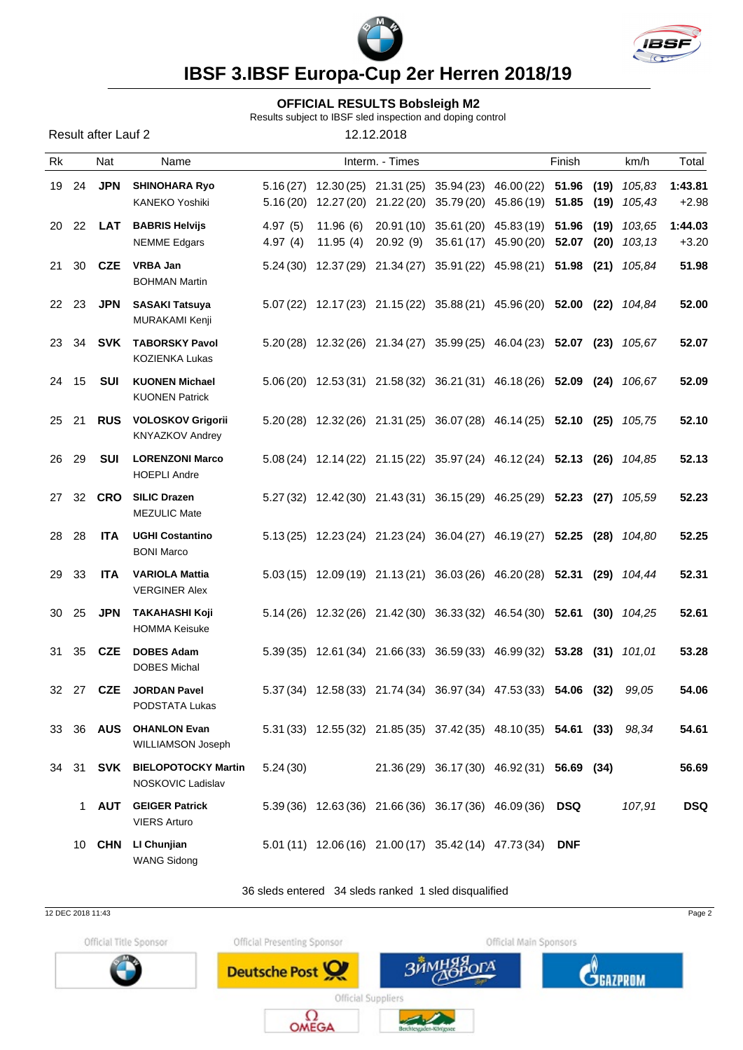# IBSF 3.IBSF Europa-Cup 2er Herren 2018/19

**OFFICIAL RESULTS Bobsleigh M2**

Results subject to IBSF sled inspection and doping control

Result after Lauf 2 — 12.12.2018

| Rk | | Nat | Name | Interm. - Times | | | | | Finish | | km/h | Total |
|---|---|---|---|---|---|---|---|---|---|---|---|---|
| 19 | 24 | **JPN** | **SHINOHARA Ryo** | 5.16 (27) | 12.30 (25) | 21.31 (25) | 35.94 (23) | 46.00 (22) | **51.96** | **(19)** | *105,83* | **1:43.81** |
| | | | KANEKO Yoshiki | 5.16 (20) | 12.27 (20) | 21.22 (20) | 35.79 (20) | 45.86 (19) | **51.85** | **(19)** | *105,43* | +2.98 |
| 20 | 22 | **LAT** | **BABRIS Helvijs** | 4.97 (5) | 11.96 (6) | 20.91 (10) | 35.61 (20) | 45.83 (19) | **51.96** | **(19)** | *103,65* | **1:44.03** |
| | | | NEMME Edgars | 4.97 (4) | 11.95 (4) | 20.92 (9) | 35.61 (17) | 45.90 (20) | **52.07** | **(20)** | *103,13* | +3.20 |
| 21 | 30 | **CZE** | **VRBA Jan** | 5.24 (30) | 12.37 (29) | 21.34 (27) | 35.91 (22) | 45.98 (21) | **51.98** | **(21)** | *105,84* | **51.98** |
| | | | BOHMAN Martin | | | | | | | | | |
| 22 | 23 | **JPN** | **SASAKI Tatsuya** | 5.07 (22) | 12.17 (23) | 21.15 (22) | 35.88 (21) | 45.96 (20) | **52.00** | **(22)** | *104,84* | **52.00** |
| | | | MURAKAMI Kenji | | | | | | | | | |
| 23 | 34 | **SVK** | **TABORSKY Pavol** | 5.20 (28) | 12.32 (26) | 21.34 (27) | 35.99 (25) | 46.04 (23) | **52.07** | **(23)** | *105,67* | **52.07** |
| | | | KOZIENKA Lukas | | | | | | | | | |
| 24 | 15 | **SUI** | **KUONEN Michael** | 5.06 (20) | 12.53 (31) | 21.58 (32) | 36.21 (31) | 46.18 (26) | **52.09** | **(24)** | *106,67* | **52.09** |
| | | | KUONEN Patrick | | | | | | | | | |
| 25 | 21 | **RUS** | **VOLOSKOV Grigorii** | 5.20 (28) | 12.32 (26) | 21.31 (25) | 36.07 (28) | 46.14 (25) | **52.10** | **(25)** | *105,75* | **52.10** |
| | | | KNYAZKOV Andrey | | | | | | | | | |
| 26 | 29 | **SUI** | **LORENZONI Marco** | 5.08 (24) | 12.14 (22) | 21.15 (22) | 35.97 (24) | 46.12 (24) | **52.13** | **(26)** | *104,85* | **52.13** |
| | | | HOEPLI Andre | | | | | | | | | |
| 27 | 32 | **CRO** | **SILIC Drazen** | 5.27 (32) | 12.42 (30) | 21.43 (31) | 36.15 (29) | 46.25 (29) | **52.23** | **(27)** | *105,59* | **52.23** |
| | | | MEZULIC Mate | | | | | | | | | |
| 28 | 28 | **ITA** | **UGHI Costantino** | 5.13 (25) | 12.23 (24) | 21.23 (24) | 36.04 (27) | 46.19 (27) | **52.25** | **(28)** | *104,80* | **52.25** |
| | | | BONI Marco | | | | | | | | | |
| 29 | 33 | **ITA** | **VARIOLA Mattia** | 5.03 (15) | 12.09 (19) | 21.13 (21) | 36.03 (26) | 46.20 (28) | **52.31** | **(29)** | *104,44* | **52.31** |
| | | | VERGINER Alex | | | | | | | | | |
| 30 | 25 | **JPN** | **TAKAHASHI Koji** | 5.14 (26) | 12.32 (26) | 21.42 (30) | 36.33 (32) | 46.54 (30) | **52.61** | **(30)** | *104,25* | **52.61** |
| | | | HOMMA Keisuke | | | | | | | | | |
| 31 | 35 | **CZE** | **DOBES Adam** | 5.39 (35) | 12.61 (34) | 21.66 (33) | 36.59 (33) | 46.99 (32) | **53.28** | **(31)** | *101,01* | **53.28** |
| | | | DOBES Michal | | | | | | | | | |
| 32 | 27 | **CZE** | **JORDAN Pavel** | 5.37 (34) | 12.58 (33) | 21.74 (34) | 36.97 (34) | 47.53 (33) | **54.06** | **(32)** | *99,05* | **54.06** |
| | | | PODSTATA Lukas | | | | | | | | | |
| 33 | 36 | **AUS** | **OHANLON Evan** | 5.31 (33) | 12.55 (32) | 21.85 (35) | 37.42 (35) | 48.10 (35) | **54.61** | **(33)** | *98,34* | **54.61** |
| | | | WILLIAMSON Joseph | | | | | | | | | |
| 34 | 31 | **SVK** | **BIELOPOTOCKY Martin** | 5.24 (30) | | 21.36 (29) | 36.17 (30) | 46.92 (31) | **56.69** | **(34)** | | **56.69** |
| | | | NOSKOVIC Ladislav | | | | | | | | | |
| | 1 | **AUT** | **GEIGER Patrick** | 5.39 (36) | 12.63 (36) | 21.66 (36) | 36.17 (36) | 46.09 (36) | **DSQ** | | *107,91* | **DSQ** |
| | | | VIERS Arturo | | | | | | | | | |
| | 10 | **CHN** | **LI Chunjian** | 5.01 (11) | 12.06 (16) | 21.00 (17) | 35.42 (14) | 47.73 (34) | **DNF** | | | |
| | | | WANG Sidong | | | | | | | | | |

36 sleds entered 34 sleds ranked 1 sled disqualified

12 DEC 2018 11:43

Official Title Sponsor — Official Presenting Sponsor — Official Main Sponsors — Official Suppliers